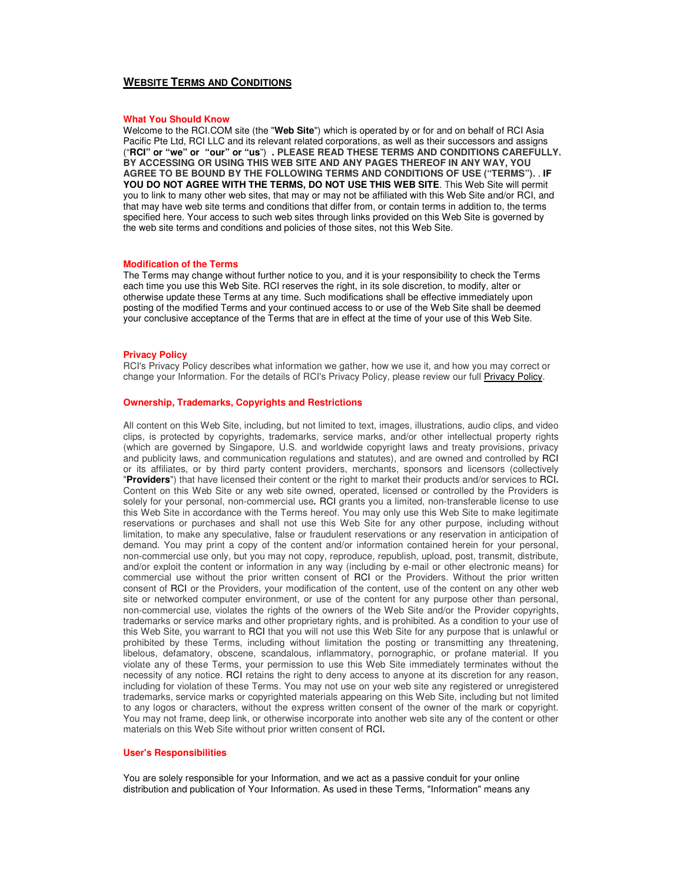# WEBSITE TERMS AND CONDITIONS

## What You Should Know

Welcome to the RCI.COM site (the "**Web Site**") which is operated by or for and on behalf of RCI Asia Pacific Pte Ltd, RCI LLC and its relevant related corporations, as well as their successors and assigns ("**RCI" or "we" or "our" or "us**") **. PLEASE READ THESE TERMS AND CONDITIONS CAREFULLY. BY ACCESSING OR USING THIS WEB SITE AND ANY PAGES THEREOF IN ANY WAY, YOU AGREE TO BE BOUND BY THE FOLLOWING TERMS AND CONDITIONS OF USE ("TERMS").** . **IF YOU DO NOT AGREE WITH THE TERMS, DO NOT USE THIS WEB SITE**. This Web Site will permit you to link to many other web sites, that may or may not be affiliated with this Web Site and/or RCI, and that may have web site terms and conditions that differ from, or contain terms in addition to, the terms specified here. Your access to such web sites through links provided on this Web Site is governed by the web site terms and conditions and policies of those sites, not this Web Site.

## Modification of the Terms

The Terms may change without further notice to you, and it is your responsibility to check the Terms each time you use this Web Site. RCI reserves the right, in its sole discretion, to modify, alter or otherwise update these Terms at any time. Such modifications shall be effective immediately upon posting of the modified Terms and your continued access to or use of the Web Site shall be deemed your conclusive acceptance of the Terms that are in effect at the time of your use of this Web Site.

## Privacy Policy

RCI's Privacy Policy describes what information we gather, how we use it, and how you may correct or change your Information. For the details of RCI's Privacy Policy, please review our full Privacy Policy.

## Ownership, Trademarks, Copyrights and Restrictions

All content on this Web Site, including, but not limited to text, images, illustrations, audio clips, and video clips, is protected by copyrights, trademarks, service marks, and/or other intellectual property rights (which are governed by Singapore, U.S. and worldwide copyright laws and treaty provisions, privacy and publicity laws, and communication regulations and statutes), and are owned and controlled by RCI or its affiliates, or by third party content providers, merchants, sponsors and licensors (collectively "**Providers**") that have licensed their content or the right to market their products and/or services to RCI. Content on this Web Site or any web site owned, operated, licensed or controlled by the Providers is solely for your personal, non-commercial use**.** RCI grants you a limited, non-transferable license to use this Web Site in accordance with the Terms hereof. You may only use this Web Site to make legitimate reservations or purchases and shall not use this Web Site for any other purpose, including without limitation, to make any speculative, false or fraudulent reservations or any reservation in anticipation of demand. You may print a copy of the content and/or information contained herein for your personal, non-commercial use only, but you may not copy, reproduce, republish, upload, post, transmit, distribute, and/or exploit the content or information in any way (including by e-mail or other electronic means) for commercial use without the prior written consent of RCI or the Providers. Without the prior written consent of RCI or the Providers, your modification of the content, use of the content on any other web site or networked computer environment, or use of the content for any purpose other than personal, non-commercial use, violates the rights of the owners of the Web Site and/or the Provider copyrights, trademarks or service marks and other proprietary rights, and is prohibited. As a condition to your use of this Web Site, you warrant to RCI that you will not use this Web Site for any purpose that is unlawful or prohibited by these Terms, including without limitation the posting or transmitting any threatening, libelous, defamatory, obscene, scandalous, inflammatory, pornographic, or profane material. If you violate any of these Terms, your permission to use this Web Site immediately terminates without the necessity of any notice. RCI retains the right to deny access to anyone at its discretion for any reason, including for violation of these Terms. You may not use on your web site any registered or unregistered trademarks, service marks or copyrighted materials appearing on this Web Site, including but not limited to any logos or characters, without the express written consent of the owner of the mark or copyright. You may not frame, deep link, or otherwise incorporate into another web site any of the content or other materials on this Web Site without prior written consent of RCI**.**

## User's Responsibilities

You are solely responsible for your Information, and we act as a passive conduit for your online distribution and publication of Your Information. As used in these Terms, "Information" means any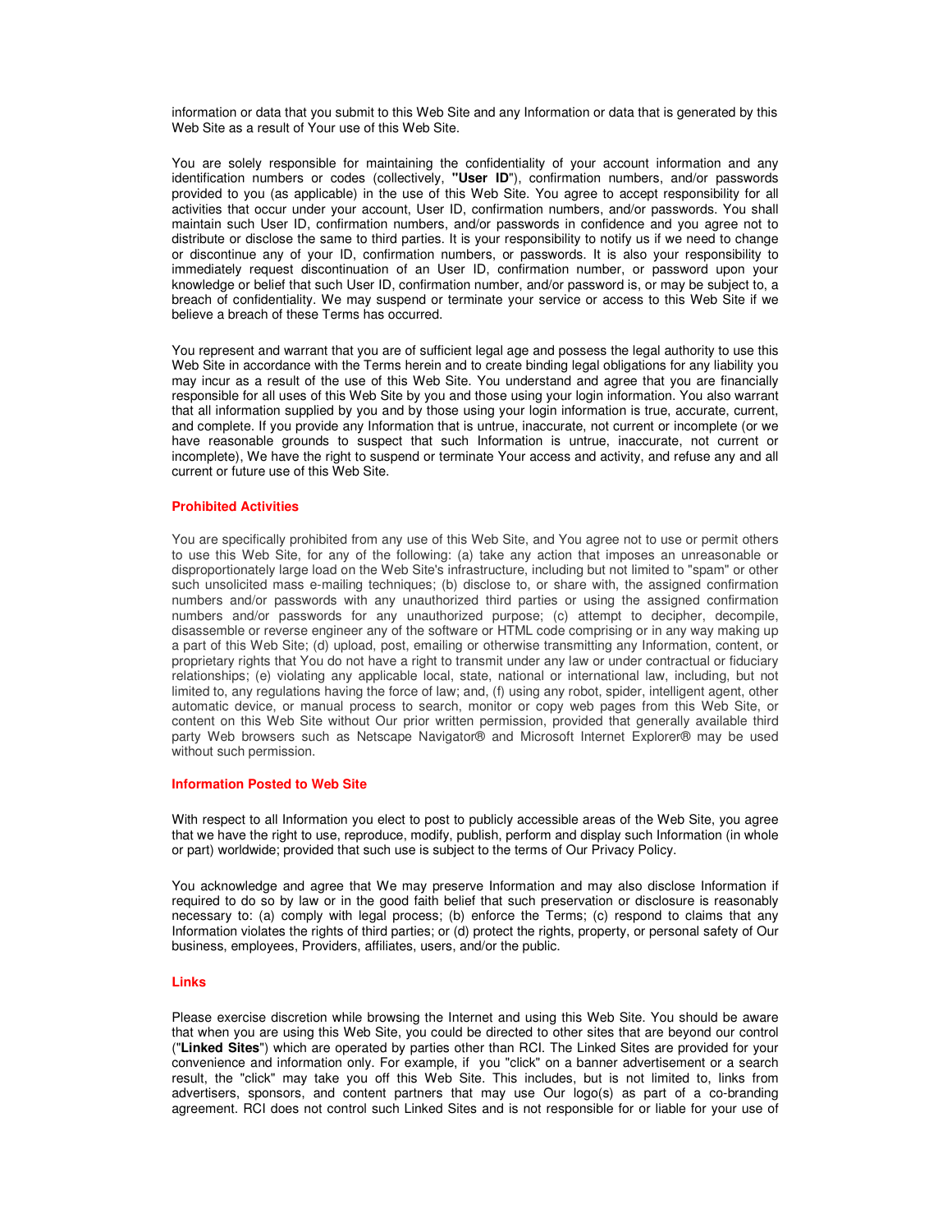information or data that you submit to this Web Site and any Information or data that is generated by this Web Site as a result of Your use of this Web Site.

You are solely responsible for maintaining the confidentiality of your account information and any identification numbers or codes (collectively, **"User ID**"), confirmation numbers, and/or passwords provided to you (as applicable) in the use of this Web Site. You agree to accept responsibility for all activities that occur under your account, User ID, confirmation numbers, and/or passwords. You shall maintain such User ID, confirmation numbers, and/or passwords in confidence and you agree not to distribute or disclose the same to third parties. It is your responsibility to notify us if we need to change or discontinue any of your ID, confirmation numbers, or passwords. It is also your responsibility to immediately request discontinuation of an User ID, confirmation number, or password upon your knowledge or belief that such User ID, confirmation number, and/or password is, or may be subject to, a breach of confidentiality. We may suspend or terminate your service or access to this Web Site if we believe a breach of these Terms has occurred.

You represent and warrant that you are of sufficient legal age and possess the legal authority to use this Web Site in accordance with the Terms herein and to create binding legal obligations for any liability you may incur as a result of the use of this Web Site. You understand and agree that you are financially responsible for all uses of this Web Site by you and those using your login information. You also warrant that all information supplied by you and by those using your login information is true, accurate, current, and complete. If you provide any Information that is untrue, inaccurate, not current or incomplete (or we have reasonable grounds to suspect that such Information is untrue, inaccurate, not current or incomplete), We have the right to suspend or terminate Your access and activity, and refuse any and all current or future use of this Web Site.

### Prohibited Activities

You are specifically prohibited from any use of this Web Site, and You agree not to use or permit others to use this Web Site, for any of the following: (a) take any action that imposes an unreasonable or disproportionately large load on the Web Site's infrastructure, including but not limited to "spam" or other such unsolicited mass e-mailing techniques; (b) disclose to, or share with, the assigned confirmation numbers and/or passwords with any unauthorized third parties or using the assigned confirmation numbers and/or passwords for any unauthorized purpose; (c) attempt to decipher, decompile, disassemble or reverse engineer any of the software or HTML code comprising or in any way making up a part of this Web Site; (d) upload, post, emailing or otherwise transmitting any Information, content, or proprietary rights that You do not have a right to transmit under any law or under contractual or fiduciary relationships; (e) violating any applicable local, state, national or international law, including, but not limited to, any regulations having the force of law; and, (f) using any robot, spider, intelligent agent, other automatic device, or manual process to search, monitor or copy web pages from this Web Site, or content on this Web Site without Our prior written permission, provided that generally available third party Web browsers such as Netscape Navigator® and Microsoft Internet Explorer® may be used without such permission.

### Information Posted to Web Site

With respect to all Information you elect to post to publicly accessible areas of the Web Site, you agree that we have the right to use, reproduce, modify, publish, perform and display such Information (in whole or part) worldwide; provided that such use is subject to the terms of Our Privacy Policy.

You acknowledge and agree that We may preserve Information and may also disclose Information if required to do so by law or in the good faith belief that such preservation or disclosure is reasonably necessary to: (a) comply with legal process; (b) enforce the Terms; (c) respond to claims that any Information violates the rights of third parties; or (d) protect the rights, property, or personal safety of Our business, employees, Providers, affiliates, users, and/or the public.

### Links

Please exercise discretion while browsing the Internet and using this Web Site. You should be aware that when you are using this Web Site, you could be directed to other sites that are beyond our control ("**Linked Sites**") which are operated by parties other than RCI. The Linked Sites are provided for your convenience and information only. For example, if you "click" on a banner advertisement or a search result, the "click" may take you off this Web Site. This includes, but is not limited to, links from advertisers, sponsors, and content partners that may use Our logo(s) as part of a co-branding agreement. RCI does not control such Linked Sites and is not responsible for or liable for your use of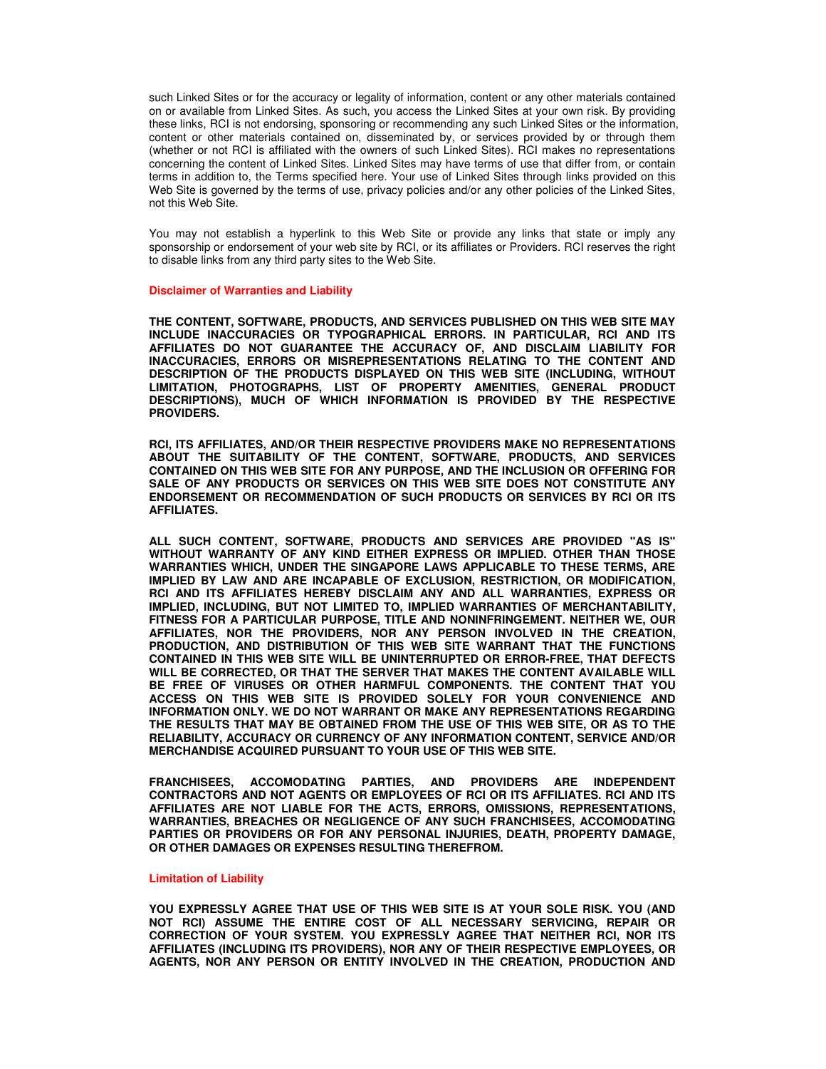such Linked Sites or for the accuracy or legality of information, content or any other materials contained on or available from Linked Sites. As such, you access the Linked Sites at your own risk. By providing these links, RCI is not endorsing, sponsoring or recommending any such Linked Sites or the information, content or other materials contained on, disseminated by, or services provided by or through them (whether or not RCI is affiliated with the owners of such Linked Sites). RCI makes no representations concerning the content of Linked Sites. Linked Sites may have terms of use that differ from, or contain terms in addition to, the Terms specified here. Your use of Linked Sites through links provided on this Web Site is governed by the terms of use, privacy policies and/or any other policies of the Linked Sites, not this Web Site.

You may not establish a hyperlink to this Web Site or provide any links that state or imply any sponsorship or endorsement of your web site by RCI, or its affiliates or Providers. RCI reserves the right to disable links from any third party sites to the Web Site.

**Disclaimer of Warranties and Liability**

**THE CONTENT, SOFTWARE, PRODUCTS, AND SERVICES PUBLISHED ON THIS WEB SITE MAY INCLUDE INACCURACIES OR TYPOGRAPHICAL ERRORS. IN PARTICULAR, RCI AND ITS AFFILIATES DO NOT GUARANTEE THE ACCURACY OF, AND DISCLAIM LIABILITY FOR INACCURACIES, ERRORS OR MISREPRESENTATIONS RELATING TO THE CONTENT AND DESCRIPTION OF THE PRODUCTS DISPLAYED ON THIS WEB SITE (INCLUDING, WITHOUT LIMITATION, PHOTOGRAPHS, LIST OF PROPERTY AMENITIES, GENERAL PRODUCT DESCRIPTIONS), MUCH OF WHICH INFORMATION IS PROVIDED BY THE RESPECTIVE PROVIDERS.**

**RCI, ITS AFFILIATES, AND/OR THEIR RESPECTIVE PROVIDERS MAKE NO REPRESENTATIONS ABOUT THE SUITABILITY OF THE CONTENT, SOFTWARE, PRODUCTS, AND SERVICES CONTAINED ON THIS WEB SITE FOR ANY PURPOSE, AND THE INCLUSION OR OFFERING FOR SALE OF ANY PRODUCTS OR SERVICES ON THIS WEB SITE DOES NOT CONSTITUTE ANY ENDORSEMENT OR RECOMMENDATION OF SUCH PRODUCTS OR SERVICES BY RCI OR ITS AFFILIATES.**

**ALL SUCH CONTENT, SOFTWARE, PRODUCTS AND SERVICES ARE PROVIDED "AS IS" WITHOUT WARRANTY OF ANY KIND EITHER EXPRESS OR IMPLIED. OTHER THAN THOSE WARRANTIES WHICH, UNDER THE SINGAPORE LAWS APPLICABLE TO THESE TERMS, ARE IMPLIED BY LAW AND ARE INCAPABLE OF EXCLUSION, RESTRICTION, OR MODIFICATION, RCI AND ITS AFFILIATES HEREBY DISCLAIM ANY AND ALL WARRANTIES, EXPRESS OR IMPLIED, INCLUDING, BUT NOT LIMITED TO, IMPLIED WARRANTIES OF MERCHANTABILITY, FITNESS FOR A PARTICULAR PURPOSE, TITLE AND NONINFRINGEMENT. NEITHER WE, OUR AFFILIATES, NOR THE PROVIDERS, NOR ANY PERSON INVOLVED IN THE CREATION, PRODUCTION, AND DISTRIBUTION OF THIS WEB SITE WARRANT THAT THE FUNCTIONS CONTAINED IN THIS WEB SITE WILL BE UNINTERRUPTED OR ERROR-FREE, THAT DEFECTS WILL BE CORRECTED, OR THAT THE SERVER THAT MAKES THE CONTENT AVAILABLE WILL BE FREE OF VIRUSES OR OTHER HARMFUL COMPONENTS. THE CONTENT THAT YOU ACCESS ON THIS WEB SITE IS PROVIDED SOLELY FOR YOUR CONVENIENCE AND INFORMATION ONLY. WE DO NOT WARRANT OR MAKE ANY REPRESENTATIONS REGARDING THE RESULTS THAT MAY BE OBTAINED FROM THE USE OF THIS WEB SITE, OR AS TO THE RELIABILITY, ACCURACY OR CURRENCY OF ANY INFORMATION CONTENT, SERVICE AND/OR MERCHANDISE ACQUIRED PURSUANT TO YOUR USE OF THIS WEB SITE.**

**FRANCHISEES, ACCOMODATING PARTIES, AND PROVIDERS ARE INDEPENDENT CONTRACTORS AND NOT AGENTS OR EMPLOYEES OF RCI OR ITS AFFILIATES. RCI AND ITS AFFILIATES ARE NOT LIABLE FOR THE ACTS, ERRORS, OMISSIONS, REPRESENTATIONS, WARRANTIES, BREACHES OR NEGLIGENCE OF ANY SUCH FRANCHISEES, ACCOMODATING PARTIES OR PROVIDERS OR FOR ANY PERSONAL INJURIES, DEATH, PROPERTY DAMAGE, OR OTHER DAMAGES OR EXPENSES RESULTING THEREFROM.**

**Limitation of Liability**

**YOU EXPRESSLY AGREE THAT USE OF THIS WEB SITE IS AT YOUR SOLE RISK. YOU (AND NOT RCI) ASSUME THE ENTIRE COST OF ALL NECESSARY SERVICING, REPAIR OR CORRECTION OF YOUR SYSTEM. YOU EXPRESSLY AGREE THAT NEITHER RCI, NOR ITS AFFILIATES (INCLUDING ITS PROVIDERS), NOR ANY OF THEIR RESPECTIVE EMPLOYEES, OR AGENTS, NOR ANY PERSON OR ENTITY INVOLVED IN THE CREATION, PRODUCTION AND**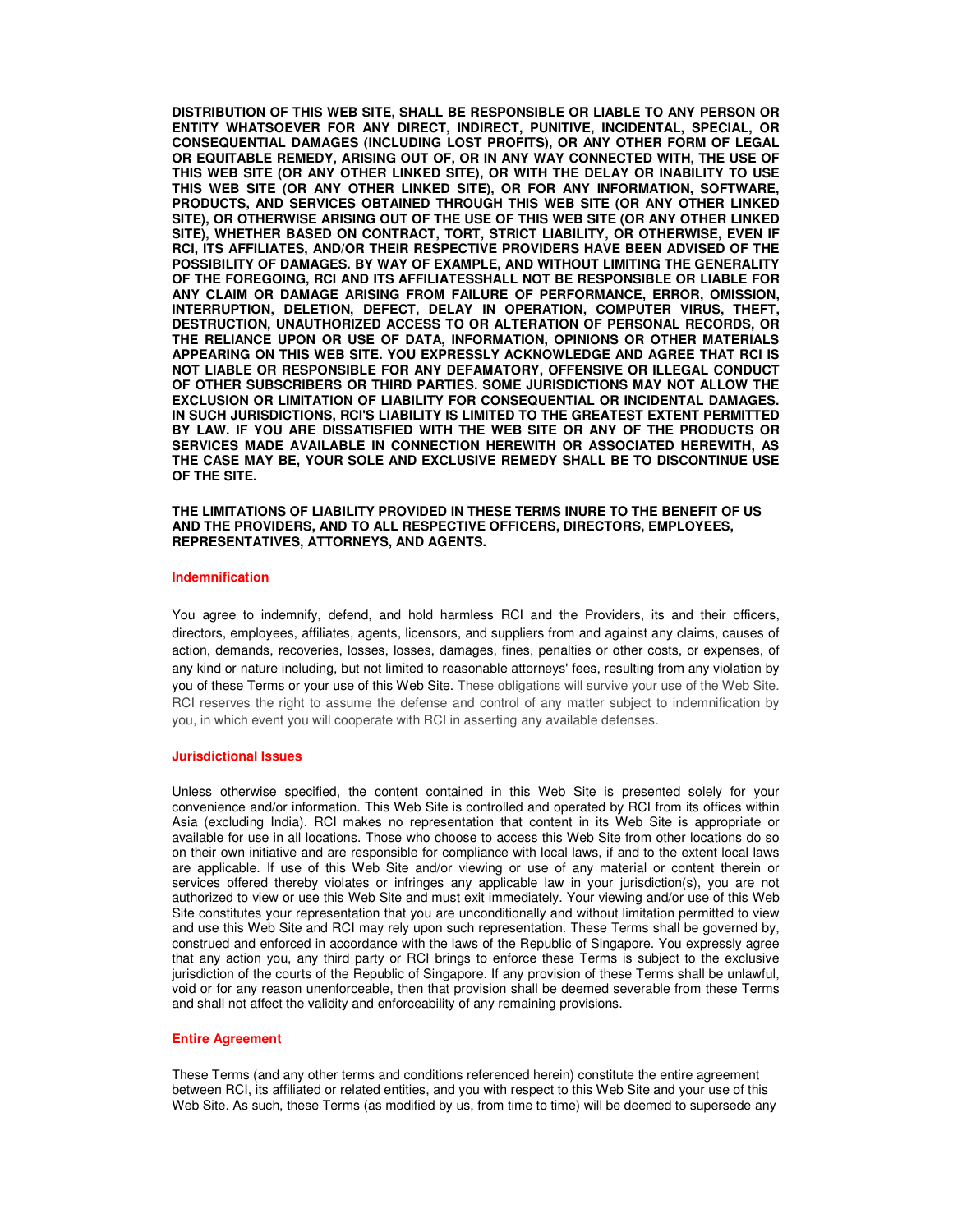**DISTRIBUTION OF THIS WEB SITE, SHALL BE RESPONSIBLE OR LIABLE TO ANY PERSON OR ENTITY WHATSOEVER FOR ANY DIRECT, INDIRECT, PUNITIVE, INCIDENTAL, SPECIAL, OR CONSEQUENTIAL DAMAGES (INCLUDING LOST PROFITS), OR ANY OTHER FORM OF LEGAL OR EQUITABLE REMEDY, ARISING OUT OF, OR IN ANY WAY CONNECTED WITH, THE USE OF THIS WEB SITE (OR ANY OTHER LINKED SITE), OR WITH THE DELAY OR INABILITY TO USE THIS WEB SITE (OR ANY OTHER LINKED SITE), OR FOR ANY INFORMATION, SOFTWARE, PRODUCTS, AND SERVICES OBTAINED THROUGH THIS WEB SITE (OR ANY OTHER LINKED SITE), OR OTHERWISE ARISING OUT OF THE USE OF THIS WEB SITE (OR ANY OTHER LINKED SITE), WHETHER BASED ON CONTRACT, TORT, STRICT LIABILITY, OR OTHERWISE, EVEN IF RCI, ITS AFFILIATES, AND/OR THEIR RESPECTIVE PROVIDERS HAVE BEEN ADVISED OF THE POSSIBILITY OF DAMAGES. BY WAY OF EXAMPLE, AND WITHOUT LIMITING THE GENERALITY OF THE FOREGOING, RCI AND ITS AFFILIATESSHALL NOT BE RESPONSIBLE OR LIABLE FOR ANY CLAIM OR DAMAGE ARISING FROM FAILURE OF PERFORMANCE, ERROR, OMISSION, INTERRUPTION, DELETION, DEFECT, DELAY IN OPERATION, COMPUTER VIRUS, THEFT, DESTRUCTION, UNAUTHORIZED ACCESS TO OR ALTERATION OF PERSONAL RECORDS, OR THE RELIANCE UPON OR USE OF DATA, INFORMATION, OPINIONS OR OTHER MATERIALS APPEARING ON THIS WEB SITE. YOU EXPRESSLY ACKNOWLEDGE AND AGREE THAT RCI IS NOT LIABLE OR RESPONSIBLE FOR ANY DEFAMATORY, OFFENSIVE OR ILLEGAL CONDUCT OF OTHER SUBSCRIBERS OR THIRD PARTIES. SOME JURISDICTIONS MAY NOT ALLOW THE EXCLUSION OR LIMITATION OF LIABILITY FOR CONSEQUENTIAL OR INCIDENTAL DAMAGES. IN SUCH JURISDICTIONS, RCI'S LIABILITY IS LIMITED TO THE GREATEST EXTENT PERMITTED BY LAW. IF YOU ARE DISSATISFIED WITH THE WEB SITE OR ANY OF THE PRODUCTS OR SERVICES MADE AVAILABLE IN CONNECTION HEREWITH OR ASSOCIATED HEREWITH, AS THE CASE MAY BE, YOUR SOLE AND EXCLUSIVE REMEDY SHALL BE TO DISCONTINUE USE OF THE SITE.**

**THE LIMITATIONS OF LIABILITY PROVIDED IN THESE TERMS INURE TO THE BENEFIT OF US AND THE PROVIDERS, AND TO ALL RESPECTIVE OFFICERS, DIRECTORS, EMPLOYEES, REPRESENTATIVES, ATTORNEYS, AND AGENTS.**

### Indemnification

You agree to indemnify, defend, and hold harmless RCI and the Providers, its and their officers, directors, employees, affiliates, agents, licensors, and suppliers from and against any claims, causes of action, demands, recoveries, losses, losses, damages, fines, penalties or other costs, or expenses, of any kind or nature including, but not limited to reasonable attorneys' fees, resulting from any violation by you of these Terms or your use of this Web Site. These obligations will survive your use of the Web Site. RCI reserves the right to assume the defense and control of any matter subject to indemnification by you, in which event you will cooperate with RCI in asserting any available defenses.

### Jurisdictional Issues

Unless otherwise specified, the content contained in this Web Site is presented solely for your convenience and/or information. This Web Site is controlled and operated by RCI from its offices within Asia (excluding India). RCI makes no representation that content in its Web Site is appropriate or available for use in all locations. Those who choose to access this Web Site from other locations do so on their own initiative and are responsible for compliance with local laws, if and to the extent local laws are applicable. If use of this Web Site and/or viewing or use of any material or content therein or services offered thereby violates or infringes any applicable law in your jurisdiction(s), you are not authorized to view or use this Web Site and must exit immediately. Your viewing and/or use of this Web Site constitutes your representation that you are unconditionally and without limitation permitted to view and use this Web Site and RCI may rely upon such representation. These Terms shall be governed by, construed and enforced in accordance with the laws of the Republic of Singapore. You expressly agree that any action you, any third party or RCI brings to enforce these Terms is subject to the exclusive jurisdiction of the courts of the Republic of Singapore. If any provision of these Terms shall be unlawful, void or for any reason unenforceable, then that provision shall be deemed severable from these Terms and shall not affect the validity and enforceability of any remaining provisions.

### Entire Agreement

These Terms (and any other terms and conditions referenced herein) constitute the entire agreement between RCI, its affiliated or related entities, and you with respect to this Web Site and your use of this Web Site. As such, these Terms (as modified by us, from time to time) will be deemed to supersede any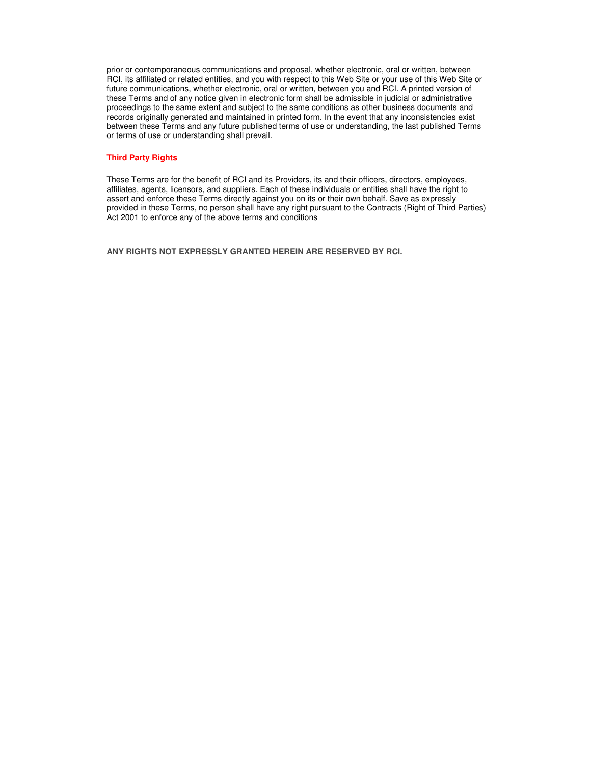prior or contemporaneous communications and proposal, whether electronic, oral or written, between RCI, its affiliated or related entities, and you with respect to this Web Site or your use of this Web Site or future communications, whether electronic, oral or written, between you and RCI. A printed version of these Terms and of any notice given in electronic form shall be admissible in judicial or administrative proceedings to the same extent and subject to the same conditions as other business documents and records originally generated and maintained in printed form. In the event that any inconsistencies exist between these Terms and any future published terms of use or understanding, the last published Terms or terms of use or understanding shall prevail.

## Third Party Rights

These Terms are for the benefit of RCI and its Providers, its and their officers, directors, employees, affiliates, agents, licensors, and suppliers. Each of these individuals or entities shall have the right to assert and enforce these Terms directly against you on its or their own behalf. Save as expressly provided in these Terms, no person shall have any right pursuant to the Contracts (Right of Third Parties) Act 2001 to enforce any of the above terms and conditions

**ANY RIGHTS NOT EXPRESSLY GRANTED HEREIN ARE RESERVED BY RCI.**